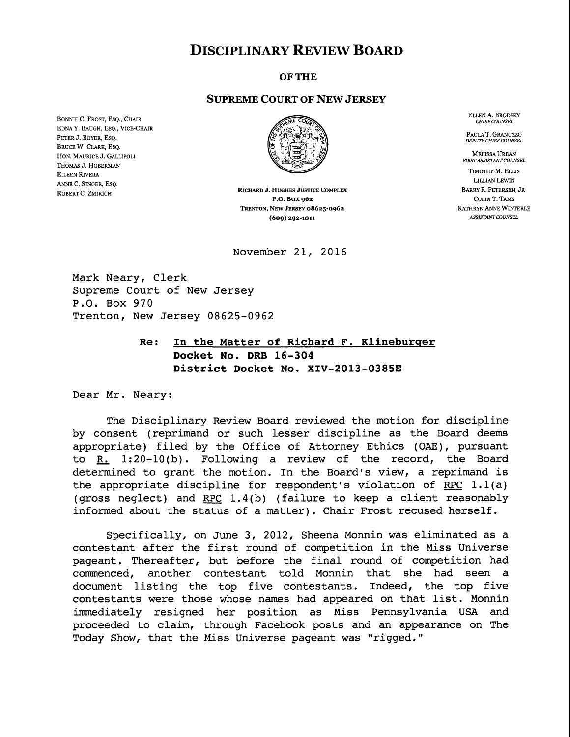# DISCIPLINARY REVIEW BOARD

**OF THE**

**SUPREME COURT OF NEW JERSEY**

BONNIE C. FROST, ESQ., CHAIR
EDNA Y. BAUGH, ESQ., VICE-CHAIR
PETER J. BOYER, ESQ.
BRUCE W. CLARK, ESQ.
HON. MAURICE J. GALLIPOLI
THOMAS J. HOBERMAN
EILEEN RIVERA
ANNE C. SINGER, ESQ.
ROBERT C. ZMIRICH

RICHARD J. HUGHES JUSTICE COMPLEX
P.O. BOX 962
TRENTON, NEW JERSEY 08625-0962
(609) 292-1011

ELLEN A. BRODSKY
*CHIEF COUNSEL*

PAULA T. GRANUZZO
*DEPUTY CHIEF COUNSEL*

MELISSA URBAN
*FIRST ASSISTANT COUNSEL*

TIMOTHY M. ELLIS
LILLIAN LEWIN
BARRY R. PETERSEN, JR
COLIN T. TAMS
KATHRYN ANNE WINTERLE
*ASSISTANT COUNSEL*

November 21, 2016

Mark Neary, Clerk
Supreme Court of New Jersey
P.O. Box 970
Trenton, New Jersey 08625-0962

**Re: In the Matter of Richard F. Klineburger**
**Docket No. DRB 16-304**
**District Docket No. XIV-2013-0385E**

Dear Mr. Neary:

The Disciplinary Review Board reviewed the motion for discipline by consent (reprimand or such lesser discipline as the Board deems appropriate) filed by the Office of Attorney Ethics (OAE), pursuant to R. 1:20-10(b). Following a review of the record, the Board determined to grant the motion. In the Board's view, a reprimand is the appropriate discipline for respondent's violation of RPC 1.1(a) (gross neglect) and RPC 1.4(b) (failure to keep a client reasonably informed about the status of a matter). Chair Frost recused herself.

Specifically, on June 3, 2012, Sheena Monnin was eliminated as a contestant after the first round of competition in the Miss Universe pageant. Thereafter, but before the final round of competition had commenced, another contestant told Monnin that she had seen a document listing the top five contestants. Indeed, the top five contestants were those whose names had appeared on that list. Monnin immediately resigned her position as Miss Pennsylvania USA and proceeded to claim, through Facebook posts and an appearance on The Today Show, that the Miss Universe pageant was "rigged."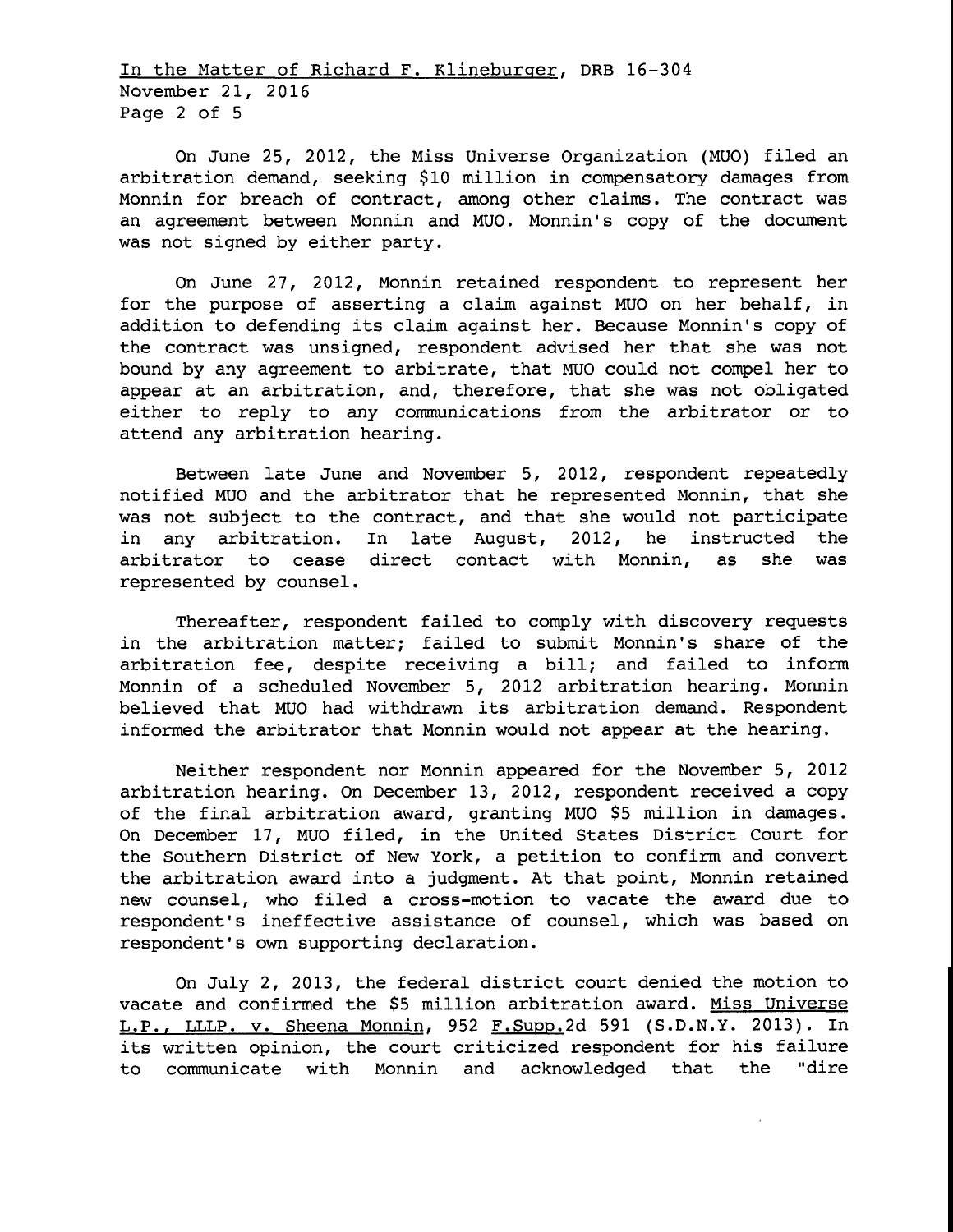On June 25, 2012, the Miss Universe Organization (MUO) filed an arbitration demand, seeking $10 million in compensatory damages from Monnin for breach of contract, among other claims. The contract was an agreement between Monnin and MUO. Monnin's copy of the document was not signed by either party.

On June 27, 2012, Monnin retained respondent to represent her for the purpose of asserting a claim against MUO on her behalf, in addition to defending its claim against her. Because Monnin's copy of the contract was unsigned, respondent advised her that she was not bound by any agreement to arbitrate, that MUO could not compel her to appear at an arbitration, and, therefore, that she was not obligated either to reply to any communications from the arbitrator or to attend any arbitration hearing.

Between late June and November 5, 2012, respondent repeatedly notified MUO and the arbitrator that he represented Monnin, that she was not subject to the contract, and that she would not participate in any arbitration. In late August, 2012, he instructed the arbitrator to cease direct contact with Monnin, as she was represented by counsel.

Thereafter, respondent failed to comply with discovery requests in the arbitration matter; failed to submit Monnin's share of the arbitration fee, despite receiving a bill; and failed to inform Monnin of a scheduled November 5, 2012 arbitration hearing. Monnin believed that MUO had withdrawn its arbitration demand. Respondent informed the arbitrator that Monnin would not appear at the hearing.

Neither respondent nor Monnin appeared for the November 5, 2012 arbitration hearing. On December 13, 2012, respondent received a copy of the final arbitration award, granting MUO $5 million in damages. On December 17, MUO filed, in the United States District Court for the Southern District of New York, a petition to confirm and convert the arbitration award into a judgment. At that point, Monnin retained new counsel, who filed a cross-motion to vacate the award due to respondent's ineffective assistance of counsel, which was based on respondent's own supporting declaration.

On July 2, 2013, the federal district court denied the motion to vacate and confirmed the $5 million arbitration award. Miss Universe L.P., LLLP. v. Sheena Monnin, 952 F.Supp.2d 591 (S.D.N.Y. 2013). In its written opinion, the court criticized respondent for his failure to communicate with Monnin and acknowledged that the "dire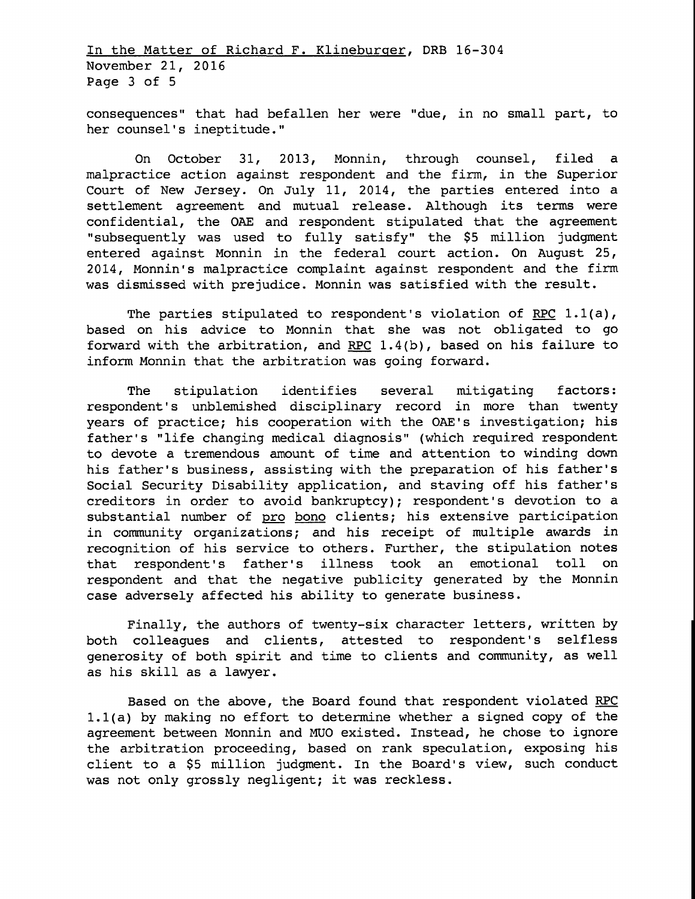consequences" that had befallen her were "due, in no small part, to her counsel's ineptitude."

On October 31, 2013, Monnin, through counsel, filed a malpractice action against respondent and the firm, in the Superior Court of New Jersey. On July 11, 2014, the parties entered into a settlement agreement and mutual release. Although its terms were confidential, the OAE and respondent stipulated that the agreement "subsequently was used to fully satisfy" the $5 million judgment entered against Monnin in the federal court action. On August 25, 2014, Monnin's malpractice complaint against respondent and the firm was dismissed with prejudice. Monnin was satisfied with the result.

The parties stipulated to respondent's violation of RPC 1.1(a), based on his advice to Monnin that she was not obligated to go forward with the arbitration, and RPC 1.4(b), based on his failure to inform Monnin that the arbitration was going forward.

The stipulation identifies several mitigating factors: respondent's unblemished disciplinary record in more than twenty years of practice; his cooperation with the OAE's investigation; his father's "life changing medical diagnosis" (which required respondent to devote a tremendous amount of time and attention to winding down his father's business, assisting with the preparation of his father's Social Security Disability application, and staving off his father's creditors in order to avoid bankruptcy); respondent's devotion to a substantial number of pro bono clients; his extensive participation in community organizations; and his receipt of multiple awards in recognition of his service to others. Further, the stipulation notes that respondent's father's illness took an emotional toll on respondent and that the negative publicity generated by the Monnin case adversely affected his ability to generate business.

Finally, the authors of twenty-six character letters, written by both colleagues and clients, attested to respondent's selfless generosity of both spirit and time to clients and community, as well as his skill as a lawyer.

Based on the above, the Board found that respondent violated RPC 1.1(a) by making no effort to determine whether a signed copy of the agreement between Monnin and MUO existed. Instead, he chose to ignore the arbitration proceeding, based on rank speculation, exposing his client to a $5 million judgment. In the Board's view, such conduct was not only grossly negligent; it was reckless.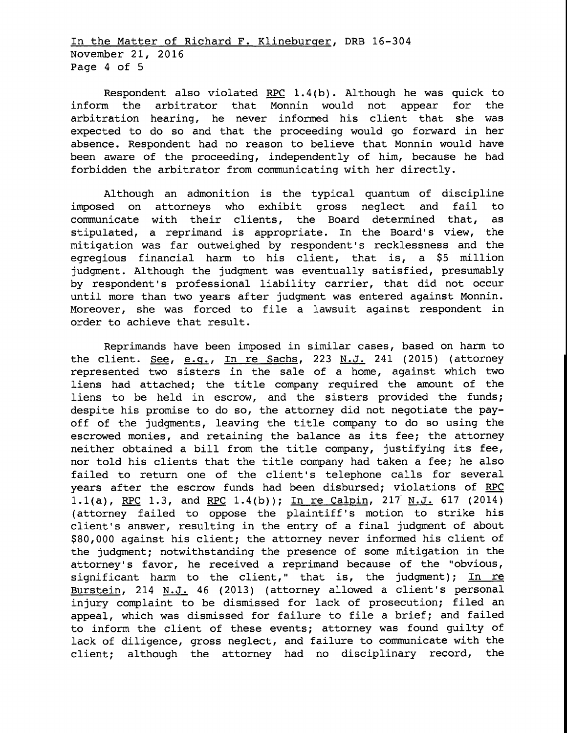Respondent also violated RPC 1.4(b). Although he was quick to inform the arbitrator that Monnin would not appear for the arbitration hearing, he never informed his client that she was expected to do so and that the proceeding would go forward in her absence. Respondent had no reason to believe that Monnin would have been aware of the proceeding, independently of him, because he had forbidden the arbitrator from communicating with her directly.

Although an admonition is the typical quantum of discipline imposed on attorneys who exhibit gross neglect and fail to communicate with their clients, the Board determined that, as stipulated, a reprimand is appropriate. In the Board's view, the mitigation was far outweighed by respondent's recklessness and the egregious financial harm to his client, that is, a $5 million judgment. Although the judgment was eventually satisfied, presumably by respondent's professional liability carrier, that did not occur until more than two years after judgment was entered against Monnin. Moreover, she was forced to file a lawsuit against respondent in order to achieve that result.

Reprimands have been imposed in similar cases, based on harm to the client. See, e.g., In re Sachs, 223 N.J. 241 (2015) (attorney represented two sisters in the sale of a home, against which two liens had attached; the title company required the amount of the liens to be held in escrow, and the sisters provided the funds; despite his promise to do so, the attorney did not negotiate the pay-off of the judgments, leaving the title company to do so using the escrowed monies, and retaining the balance as its fee; the attorney neither obtained a bill from the title company, justifying its fee, nor told his clients that the title company had taken a fee; he also failed to return one of the client's telephone calls for several years after the escrow funds had been disbursed; violations of RPC 1.1(a), RPC 1.3, and RPC 1.4(b)); In re Calpin, 217 N.J. 617 (2014) (attorney failed to oppose the plaintiff's motion to strike his client's answer, resulting in the entry of a final judgment of about $80,000 against his client; the attorney never informed his client of the judgment; notwithstanding the presence of some mitigation in the attorney's favor, he received a reprimand because of the "obvious, significant harm to the client," that is, the judgment); In re Burstein, 214 N.J. 46 (2013) (attorney allowed a client's personal injury complaint to be dismissed for lack of prosecution; filed an appeal, which was dismissed for failure to file a brief; and failed to inform the client of these events; attorney was found guilty of lack of diligence, gross neglect, and failure to communicate with the client; although the attorney had no disciplinary record, the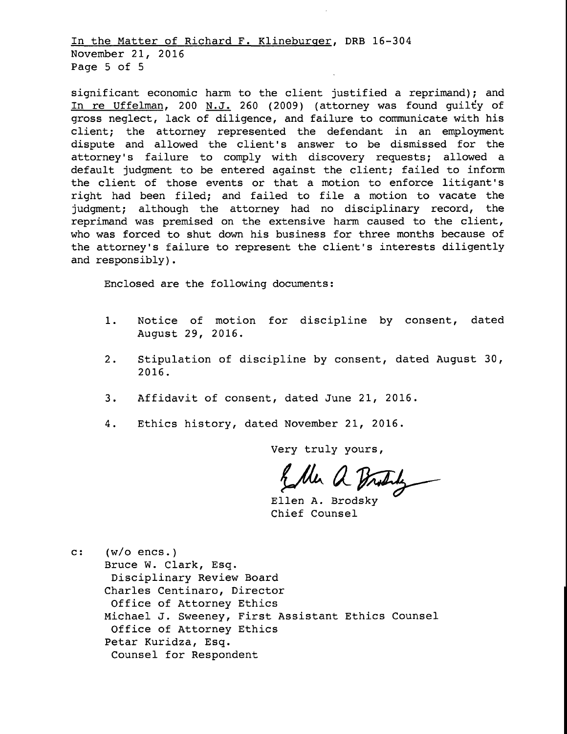significant economic harm to the client justified a reprimand); and In re Uffelman, 200 N.J. 260 (2009) (attorney was found guilty of gross neglect, lack of diligence, and failure to communicate with his client; the attorney represented the defendant in an employment dispute and allowed the client's answer to be dismissed for the attorney's failure to comply with discovery requests; allowed a default judgment to be entered against the client; failed to inform the client of those events or that a motion to enforce litigant's right had been filed; and failed to file a motion to vacate the judgment; although the attorney had no disciplinary record, the reprimand was premised on the extensive harm caused to the client, who was forced to shut down his business for three months because of the attorney's failure to represent the client's interests diligently and responsibly).

Enclosed are the following documents:

1. Notice of motion for discipline by consent, dated August 29, 2016.

2. Stipulation of discipline by consent, dated August 30, 2016.

3. Affidavit of consent, dated June 21, 2016.

4. Ethics history, dated November 21, 2016.

Very truly yours,

Ellen A. Brodsky
Chief Counsel

c: (w/o encs.)
Bruce W. Clark, Esq.
Disciplinary Review Board
Charles Centinaro, Director
Office of Attorney Ethics
Michael J. Sweeney, First Assistant Ethics Counsel
Office of Attorney Ethics
Petar Kuridza, Esq.
Counsel for Respondent